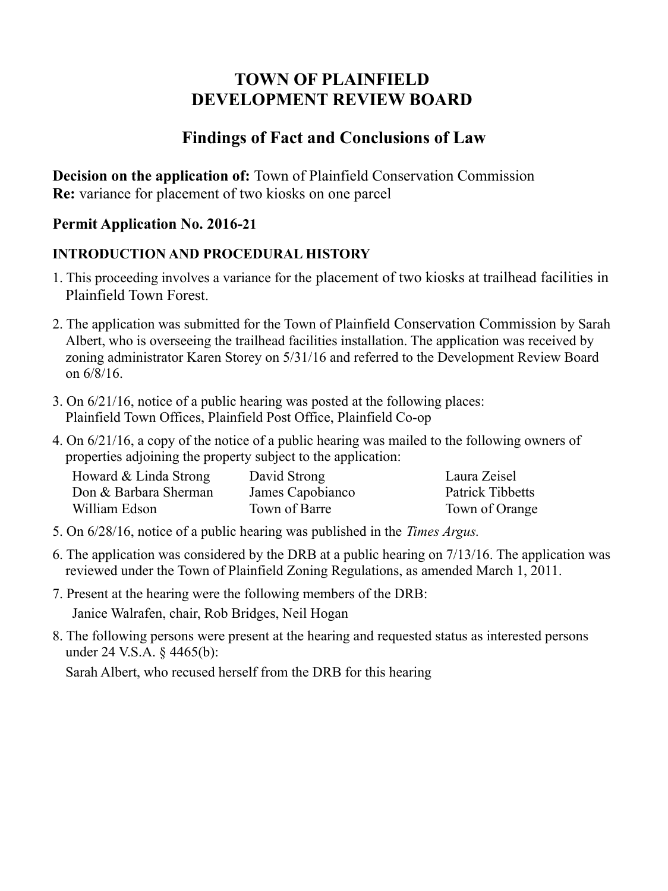# TOWN OF PLAINFIELD
# DEVELOPMENT REVIEW BOARD

## Findings of Fact and Conclusions of Law

**Decision on the application of:** Town of Plainfield Conservation Commission
**Re:** variance for placement of two kiosks on one parcel

### Permit Application No. 2016-21

#### INTRODUCTION AND PROCEDURAL HISTORY

1. This proceeding involves a variance for the placement of two kiosks at trailhead facilities in Plainfield Town Forest.

2. The application was submitted for the Town of Plainfield Conservation Commission by Sarah Albert, who is overseeing the trailhead facilities installation. The application was received by zoning administrator Karen Storey on 5/31/16 and referred to the Development Review Board on 6/8/16.

3. On 6/21/16, notice of a public hearing was posted at the following places:
   Plainfield Town Offices, Plainfield Post Office, Plainfield Co-op

4. On 6/21/16, a copy of the notice of a public hearing was mailed to the following owners of properties adjoining the property subject to the application:

| | | |
|---|---|---|
| Howard & Linda Strong | David Strong | Laura Zeisel |
| Don & Barbara Sherman | James Capobianco | Patrick Tibbetts |
| William Edson | Town of Barre | Town of Orange |

5. On 6/28/16, notice of a public hearing was published in the *Times Argus.*

6. The application was considered by the DRB at a public hearing on 7/13/16. The application was reviewed under the Town of Plainfield Zoning Regulations, as amended March 1, 2011.

7. Present at the hearing were the following members of the DRB:
   Janice Walrafen, chair, Rob Bridges, Neil Hogan

8. The following persons were present at the hearing and requested status as interested persons under 24 V.S.A. § 4465(b):
   Sarah Albert, who recused herself from the DRB for this hearing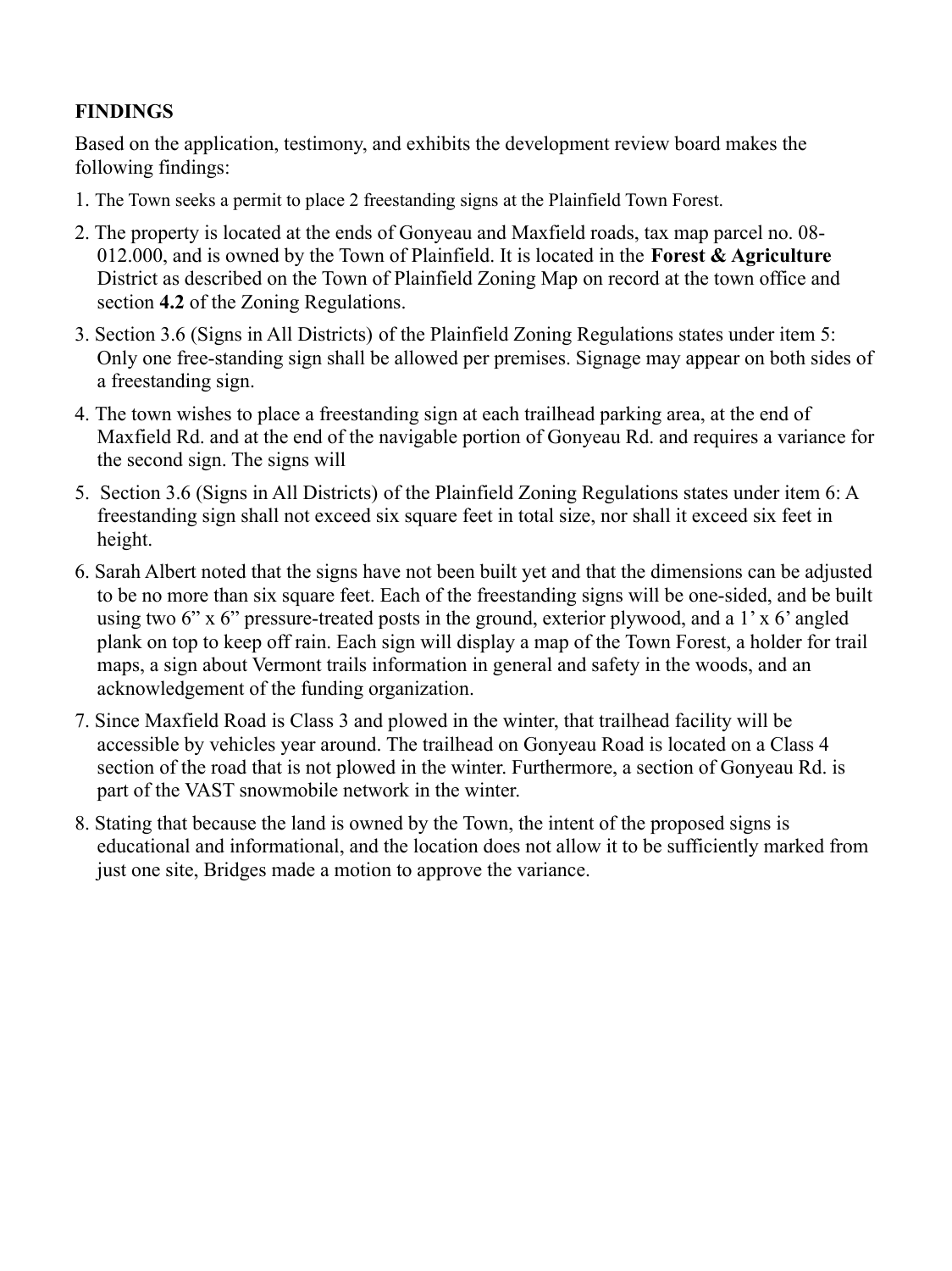**FINDINGS**

Based on the application, testimony, and exhibits the development review board makes the following findings:

1. The Town seeks a permit to place 2 freestanding signs at the Plainfield Town Forest.
2. The property is located at the ends of Gonyeau and Maxfield roads, tax map parcel no. 08-012.000, and is owned by the Town of Plainfield. It is located in the **Forest & Agriculture** District as described on the Town of Plainfield Zoning Map on record at the town office and section **4.2** of the Zoning Regulations.
3. Section 3.6 (Signs in All Districts) of the Plainfield Zoning Regulations states under item 5: Only one free-standing sign shall be allowed per premises. Signage may appear on both sides of a freestanding sign.
4. The town wishes to place a freestanding sign at each trailhead parking area, at the end of Maxfield Rd. and at the end of the navigable portion of Gonyeau Rd. and requires a variance for the second sign. The signs will
5. Section 3.6 (Signs in All Districts) of the Plainfield Zoning Regulations states under item 6: A freestanding sign shall not exceed six square feet in total size, nor shall it exceed six feet in height.
6. Sarah Albert noted that the signs have not been built yet and that the dimensions can be adjusted to be no more than six square feet. Each of the freestanding signs will be one-sided, and be built using two 6" x 6" pressure-treated posts in the ground, exterior plywood, and a 1' x 6' angled plank on top to keep off rain. Each sign will display a map of the Town Forest, a holder for trail maps, a sign about Vermont trails information in general and safety in the woods, and an acknowledgement of the funding organization.
7. Since Maxfield Road is Class 3 and plowed in the winter, that trailhead facility will be accessible by vehicles year around. The trailhead on Gonyeau Road is located on a Class 4 section of the road that is not plowed in the winter. Furthermore, a section of Gonyeau Rd. is part of the VAST snowmobile network in the winter.
8. Stating that because the land is owned by the Town, the intent of the proposed signs is educational and informational, and the location does not allow it to be sufficiently marked from just one site, Bridges made a motion to approve the variance.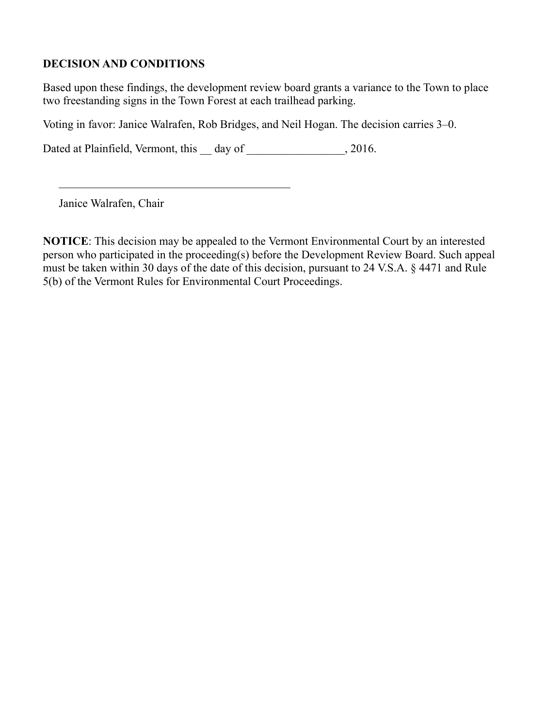**DECISION AND CONDITIONS**

Based upon these findings, the development review board grants a variance to the Town to place two freestanding signs in the Town Forest at each trailhead parking.

Voting in favor: Janice Walrafen, Rob Bridges, and Neil Hogan. The decision carries 3–0.

Dated at Plainfield, Vermont, this __ day of _________________, 2016.

__________________________________________

Janice Walrafen, Chair

**NOTICE**: This decision may be appealed to the Vermont Environmental Court by an interested person who participated in the proceeding(s) before the Development Review Board. Such appeal must be taken within 30 days of the date of this decision, pursuant to 24 V.S.A. § 4471 and Rule 5(b) of the Vermont Rules for Environmental Court Proceedings.